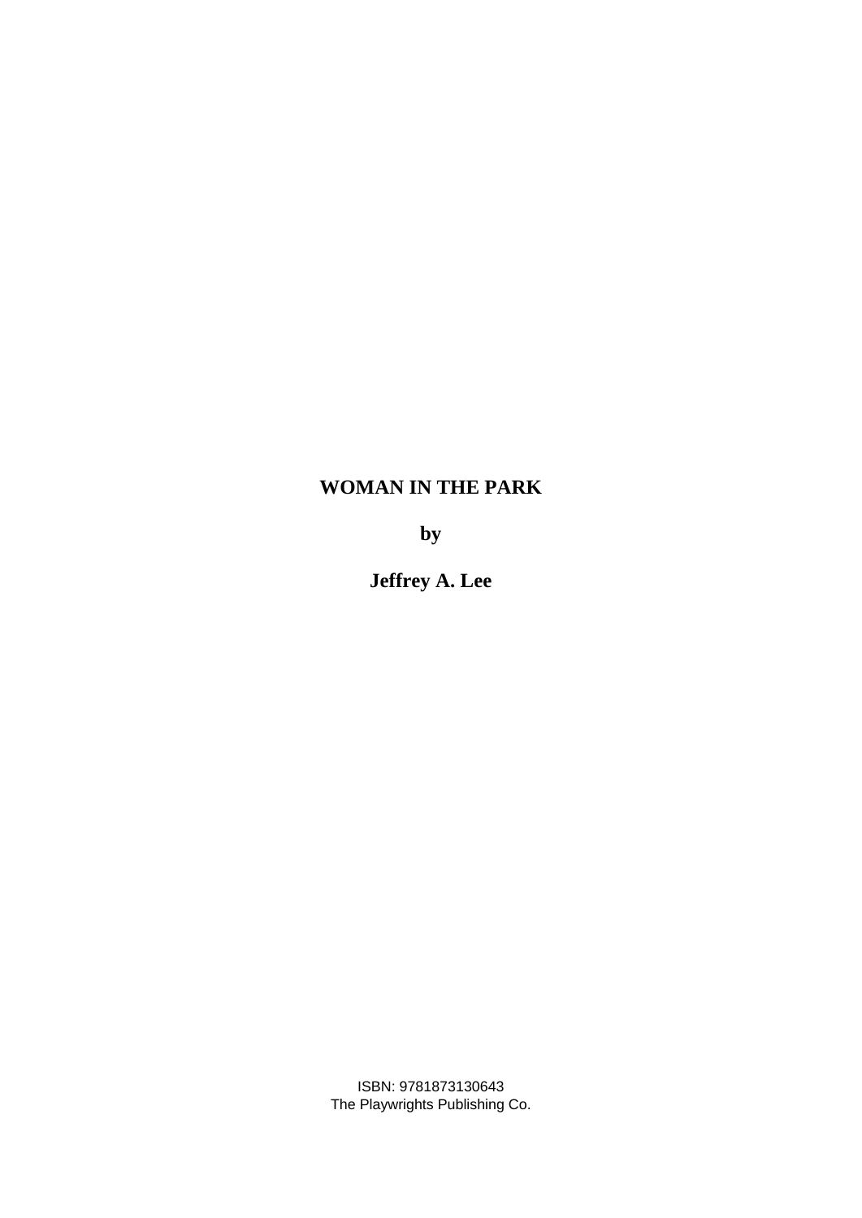# WOMAN IN THE PARK

**by**

**Jeffrey A. Lee**

ISBN: 9781873130643
The Playwrights Publishing Co.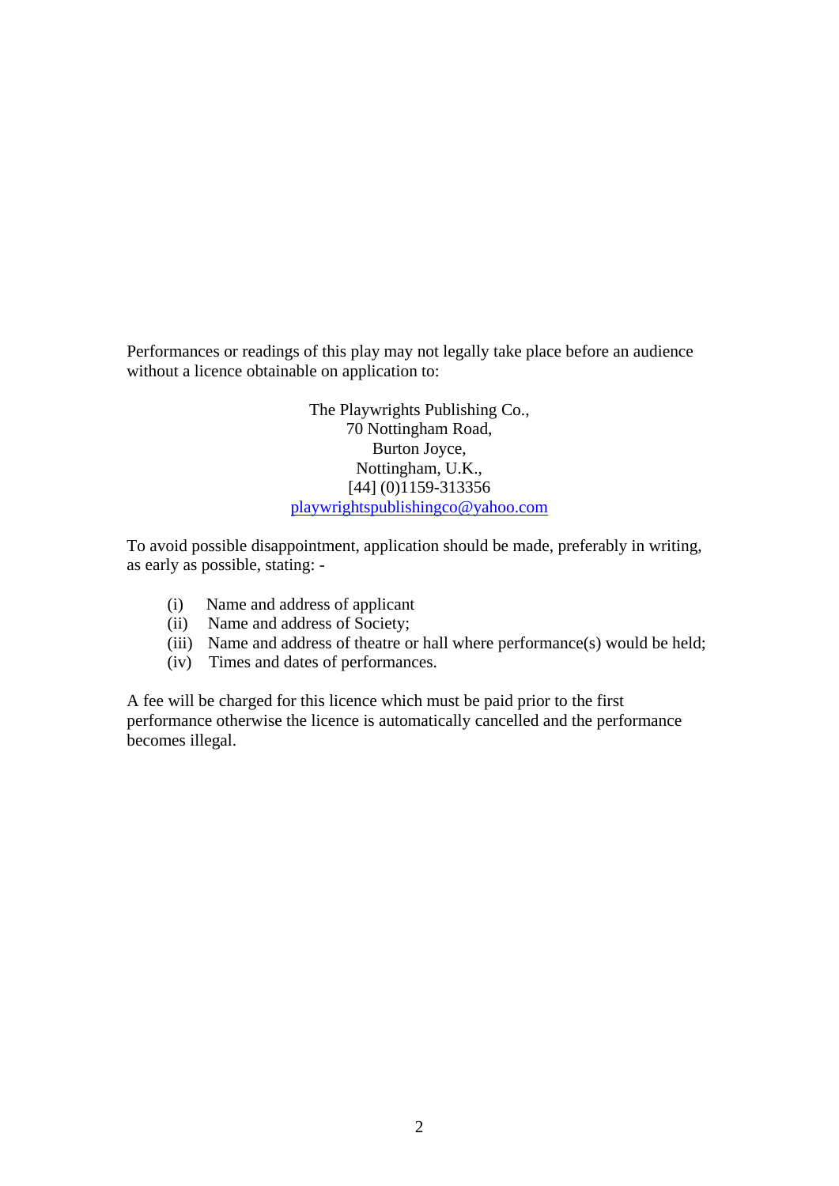Performances or readings of this play may not legally take place before an audience without a licence obtainable on application to:

The Playwrights Publishing Co.,
70 Nottingham Road,
Burton Joyce,
Nottingham, U.K.,
[44] (0)1159-313356
playwrightspublishingco@yahoo.com

To avoid possible disappointment, application should be made, preferably in writing, as early as possible, stating: -

(i) Name and address of applicant
(ii) Name and address of Society;
(iii) Name and address of theatre or hall where performance(s) would be held;
(iv) Times and dates of performances.

A fee will be charged for this licence which must be paid prior to the first performance otherwise the licence is automatically cancelled and the performance becomes illegal.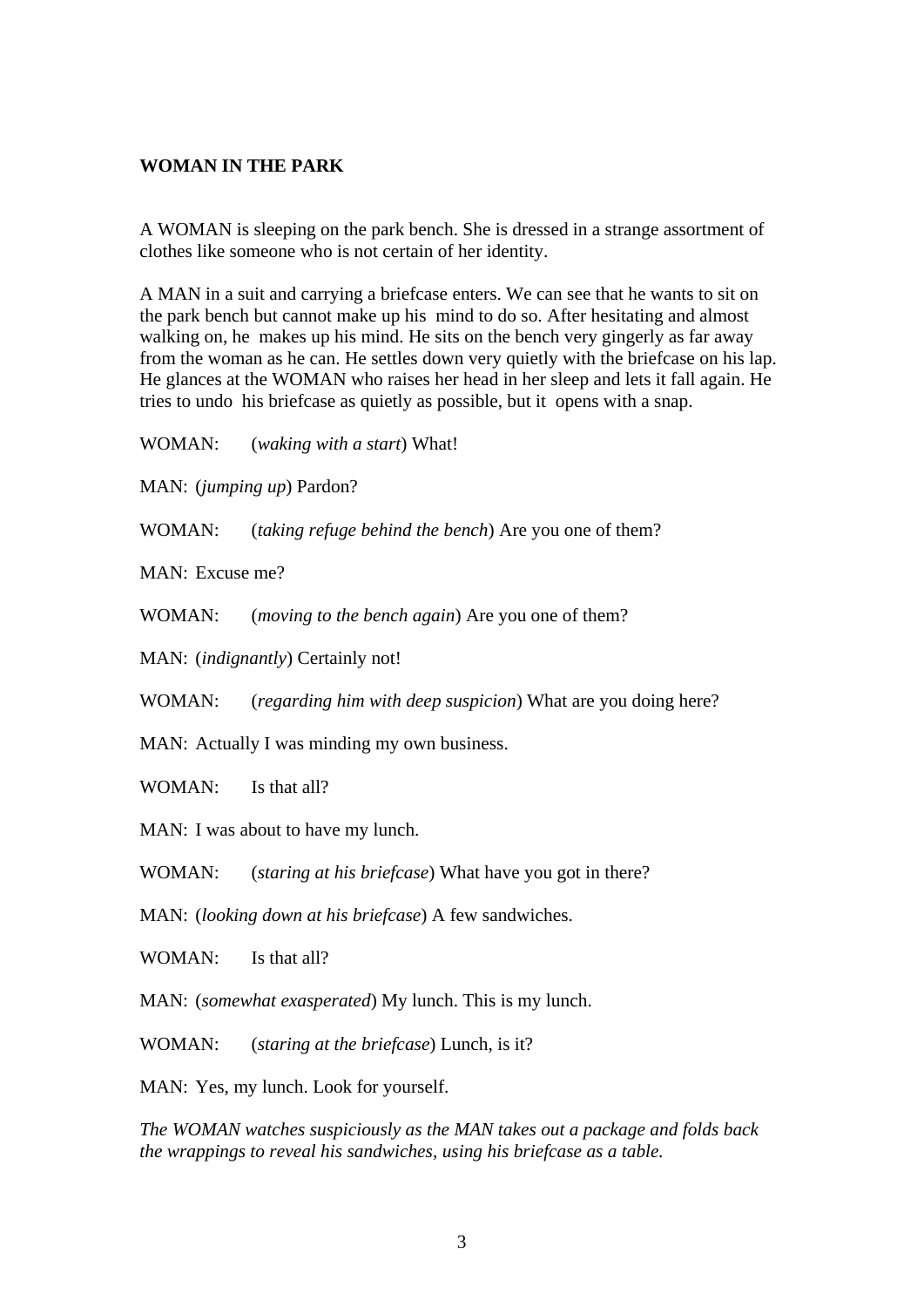**WOMAN IN THE PARK**

A WOMAN is sleeping on the park bench. She is dressed in a strange assortment of clothes like someone who is not certain of her identity.

A MAN in a suit and carrying a briefcase enters. We can see that he wants to sit on the park bench but cannot make up his mind to do so. After hesitating and almost walking on, he makes up his mind. He sits on the bench very gingerly as far away from the woman as he can. He settles down very quietly with the briefcase on his lap. He glances at the WOMAN who raises her head in her sleep and lets it fall again. He tries to undo his briefcase as quietly as possible, but it opens with a snap.

WOMAN: (*waking with a start*) What!

MAN: (*jumping up*) Pardon?

WOMAN: (*taking refuge behind the bench*) Are you one of them?

MAN: Excuse me?

WOMAN: (*moving to the bench again*) Are you one of them?

MAN: (*indignantly*) Certainly not!

WOMAN: (*regarding him with deep suspicion*) What are you doing here?

MAN: Actually I was minding my own business.

WOMAN: Is that all?

MAN: I was about to have my lunch.

WOMAN: (*staring at his briefcase*) What have you got in there?

MAN: (*looking down at his briefcase*) A few sandwiches.

WOMAN: Is that all?

MAN: (*somewhat exasperated*) My lunch. This is my lunch.

WOMAN: (*staring at the briefcase*) Lunch, is it?

MAN: Yes, my lunch. Look for yourself.

*The WOMAN watches suspiciously as the MAN takes out a package and folds back the wrappings to reveal his sandwiches, using his briefcase as a table.*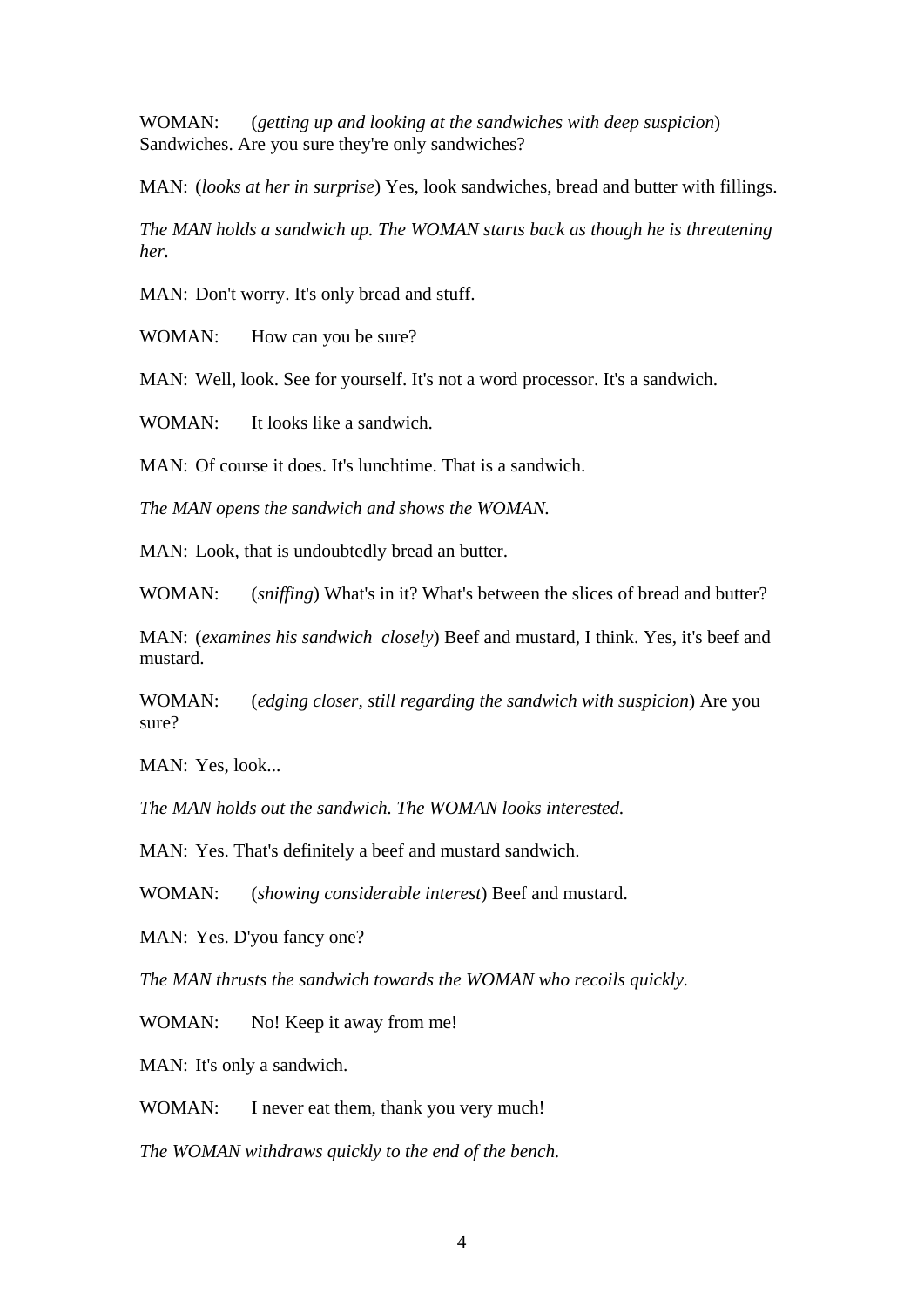WOMAN: (*getting up and looking at the sandwiches with deep suspicion*) Sandwiches. Are you sure they're only sandwiches?

MAN: (*looks at her in surprise*) Yes, look sandwiches, bread and butter with fillings.

*The MAN holds a sandwich up. The WOMAN starts back as though he is threatening her.*

MAN: Don't worry. It's only bread and stuff.

WOMAN: How can you be sure?

MAN: Well, look. See for yourself. It's not a word processor. It's a sandwich.

WOMAN: It looks like a sandwich.

MAN: Of course it does. It's lunchtime. That is a sandwich.

*The MAN opens the sandwich and shows the WOMAN.*

MAN: Look, that is undoubtedly bread an butter.

WOMAN: (*sniffing*) What's in it? What's between the slices of bread and butter?

MAN: (*examines his sandwich closely*) Beef and mustard, I think. Yes, it's beef and mustard.

WOMAN: (*edging closer, still regarding the sandwich with suspicion*) Are you sure?

MAN: Yes, look...

*The MAN holds out the sandwich. The WOMAN looks interested.*

MAN: Yes. That's definitely a beef and mustard sandwich.

WOMAN: (*showing considerable interest*) Beef and mustard.

MAN: Yes. D'you fancy one?

*The MAN thrusts the sandwich towards the WOMAN who recoils quickly.*

WOMAN: No! Keep it away from me!

MAN: It's only a sandwich.

WOMAN: I never eat them, thank you very much!

*The WOMAN withdraws quickly to the end of the bench.*